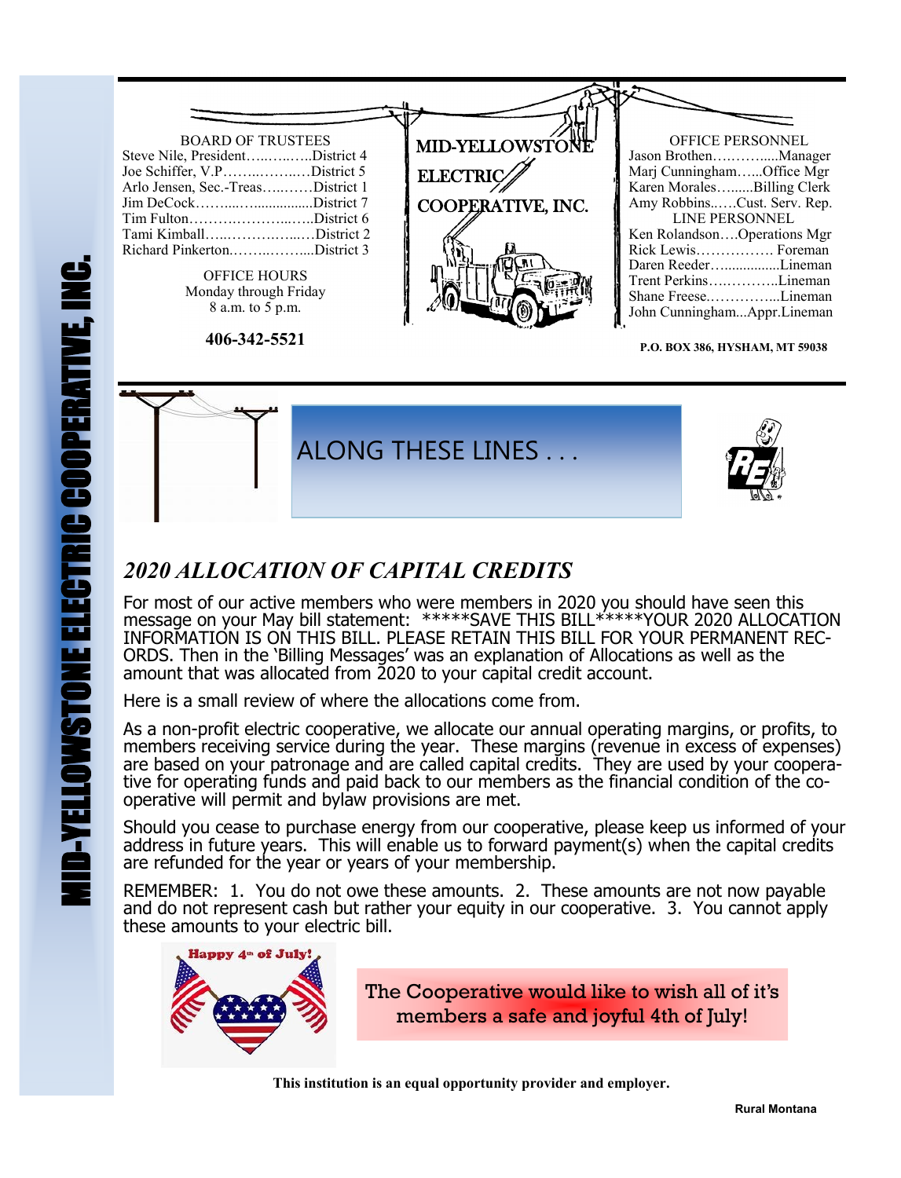# MID-YELLOWSTONE ELECTRIC COOPERATIVE, INC.

**BOARD OF TRUSTEES**

Steve Nile, President……..…...District 4
Joe Schiffer, V.P……..……..…District 5
Arlo Jensen, Sec.-Treas…..……District 1
Jim DeCock……....…...............District 7
Tim Fulton……….………...…..District 6
Tami Kimball…...……….…...…District 2
Richard Pinkerton.……..……....District 3

**OFFICE HOURS**
Monday through Friday
8 a.m. to 5 p.m.

**406-342-5521**

MID-YELLOWSTONE ELECTRIC COOPERATIVE, INC.

**OFFICE PERSONNEL**

Jason Brothen……….......Manager
Marj Cunningham…...Office Mgr
Karen Morales….......Billing Clerk
Amy Robbins..….Cust. Serv. Rep.

**LINE PERSONNEL**

Ken Rolandson….Operations Mgr
Rick Lewis……………. Foreman
Daren Reeder…...............Lineman
Trent Perkins….………..Lineman
Shane Freese.…………...Lineman
John Cunningham...Appr.Lineman

**P.O. BOX 386, HYSHAM, MT 59038**

## ALONG THESE LINES . . .

### *2020 ALLOCATION OF CAPITAL CREDITS*

For most of our active members who were members in 2020 you should have seen this message on your May bill statement: *****SAVE THIS BILL*****YOUR 2020 ALLOCATION INFORMATION IS ON THIS BILL. PLEASE RETAIN THIS BILL FOR YOUR PERMANENT RECORDS. Then in the 'Billing Messages' was an explanation of Allocations as well as the amount that was allocated from 2020 to your capital credit account.

Here is a small review of where the allocations come from.

As a non-profit electric cooperative, we allocate our annual operating margins, or profits, to members receiving service during the year. These margins (revenue in excess of expenses) are based on your patronage and are called capital credits. They are used by your cooperative for operating funds and paid back to our members as the financial condition of the cooperative will permit and bylaw provisions are met.

Should you cease to purchase energy from our cooperative, please keep us informed of your address in future years. This will enable us to forward payment(s) when the capital credits are refunded for the year or years of your membership.

REMEMBER: 1. You do not owe these amounts. 2. These amounts are not now payable and do not represent cash but rather your equity in our cooperative. 3. You cannot apply these amounts to your electric bill.

Happy 4th of July!

The Cooperative would like to wish all of it's members a safe and joyful 4th of July!

**This institution is an equal opportunity provider and employer.**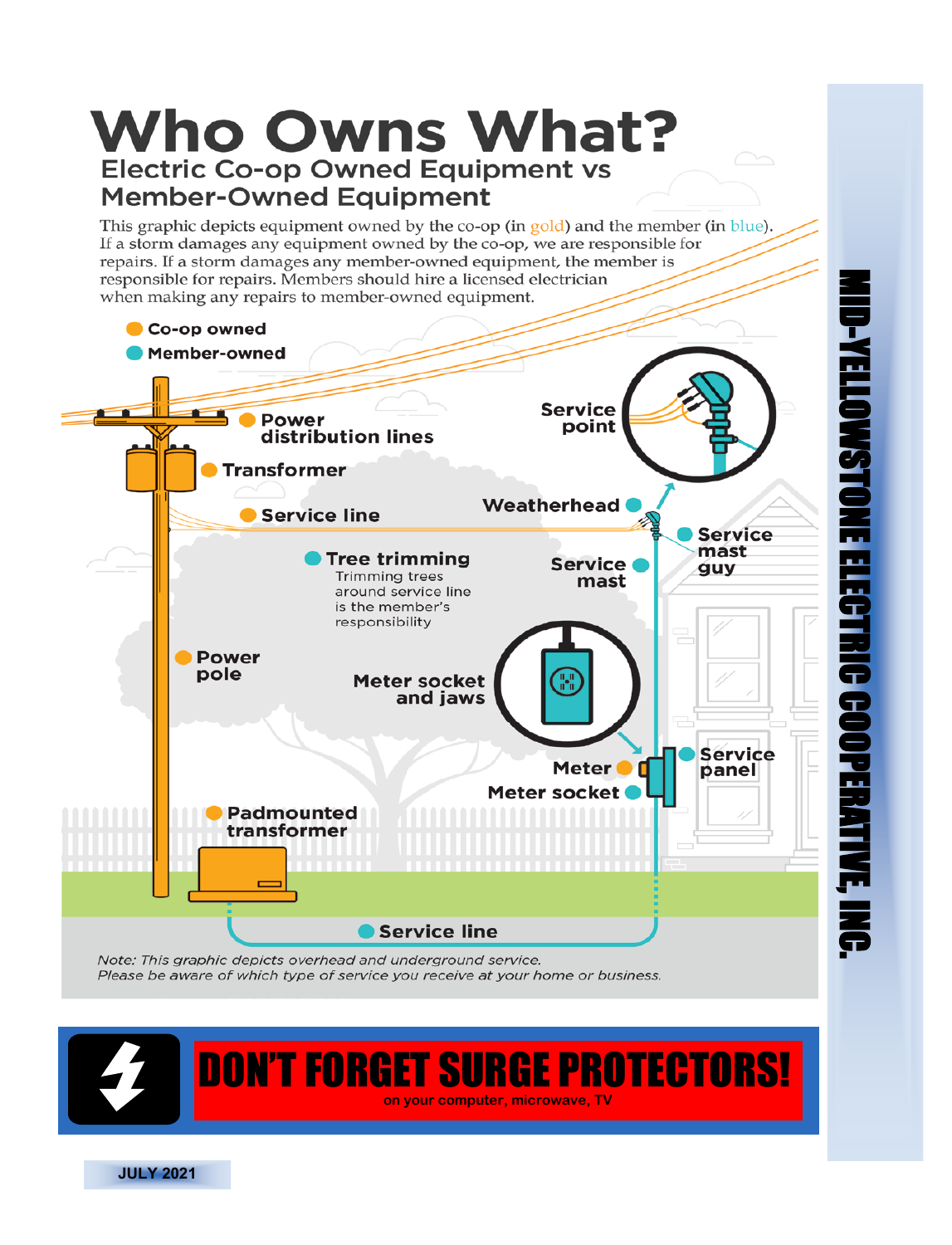# Who Owns What?

## Electric Co-op Owned Equipment vs Member-Owned Equipment

This graphic depicts equipment owned by the co-op (in gold) and the member (in blue). If a storm damages any equipment owned by the co-op, we are responsible for repairs. If a storm damages any member-owned equipment, the member is responsible for repairs. Members should hire a licensed electrician when making any repairs to member-owned equipment.

Co-op owned
Member-owned

Power distribution lines
Transformer
Service line
Service point
Weatherhead
Service mast guy
Service mast
Tree trimming
Trimming trees around service line is the member's responsibility
Power pole
Meter socket and jaws
Meter
Meter socket
Service panel
Padmounted transformer
Service line

*Note: This graphic depicts overhead and underground service. Please be aware of which type of service you receive at your home or business.*

# DON'T FORGET SURGE PROTECTORS!

on your computer, microwave, TV

**JULY 2021**

MID-YELLOWSTONE ELECTRIC COOPERATIVE, INC.